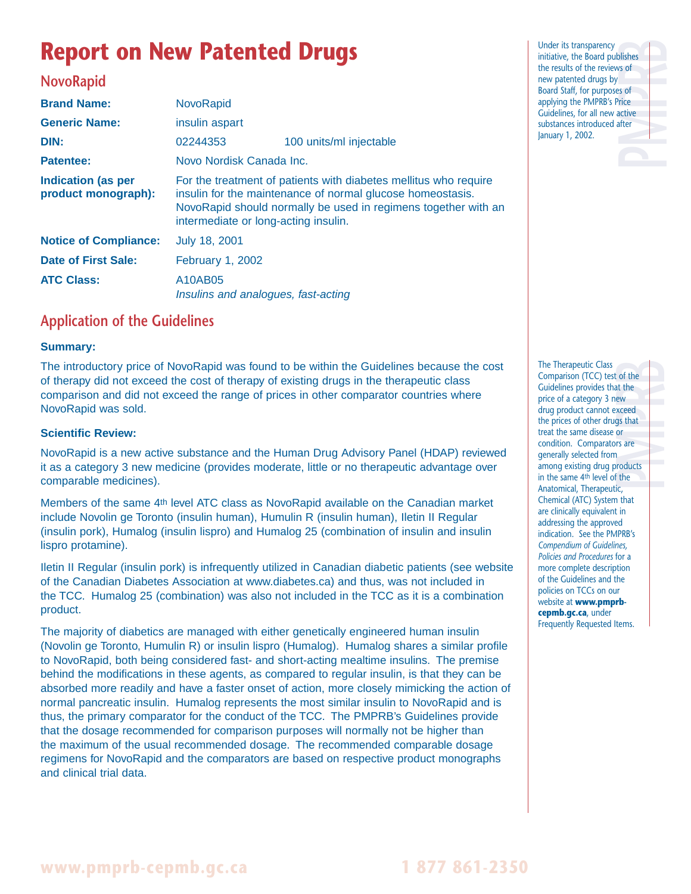# Report on New Patented Drugs

## NovoRapid

| | | |
|---|---|---|
| **Brand Name:** | NovoRapid | |
| **Generic Name:** | insulin aspart | |
| **DIN:** | 02244353 | 100 units/ml injectable |
| **Patentee:** | Novo Nordisk Canada Inc. | |
| **Indication (as per product monograph):** | For the treatment of patients with diabetes mellitus who require insulin for the maintenance of normal glucose homeostasis. NovoRapid should normally be used in regimens together with an intermediate or long-acting insulin. | |
| **Notice of Compliance:** | July 18, 2001 | |
| **Date of First Sale:** | February 1, 2002 | |
| **ATC Class:** | A10AB05 *Insulins and analogues, fast-acting* | |

Under its transparency initiative, the Board publishes the results of the reviews of new patented drugs by Board Staff, for purposes of applying the PMPRB's Price Guidelines, for all new active substances introduced after January 1, 2002.

## Application of the Guidelines

### Summary:

The introductory price of NovoRapid was found to be within the Guidelines because the cost of therapy did not exceed the cost of therapy of existing drugs in the therapeutic class comparison and did not exceed the range of prices in other comparator countries where NovoRapid was sold.

### Scientific Review:

NovoRapid is a new active substance and the Human Drug Advisory Panel (HDAP) reviewed it as a category 3 new medicine (provides moderate, little or no therapeutic advantage over comparable medicines).

Members of the same 4th level ATC class as NovoRapid available on the Canadian market include Novolin ge Toronto (insulin human), Humulin R (insulin human), Iletin II Regular (insulin pork), Humalog (insulin lispro) and Humalog 25 (combination of insulin and insulin lispro protamine).

Iletin II Regular (insulin pork) is infrequently utilized in Canadian diabetic patients (see website of the Canadian Diabetes Association at www.diabetes.ca) and thus, was not included in the TCC. Humalog 25 (combination) was also not included in the TCC as it is a combination product.

The majority of diabetics are managed with either genetically engineered human insulin (Novolin ge Toronto, Humulin R) or insulin lispro (Humalog). Humalog shares a similar profile to NovoRapid, both being considered fast- and short-acting mealtime insulins. The premise behind the modifications in these agents, as compared to regular insulin, is that they can be absorbed more readily and have a faster onset of action, more closely mimicking the action of normal pancreatic insulin. Humalog represents the most similar insulin to NovoRapid and is thus, the primary comparator for the conduct of the TCC. The PMPRB's Guidelines provide that the dosage recommended for comparison purposes will normally not be higher than the maximum of the usual recommended dosage. The recommended comparable dosage regimens for NovoRapid and the comparators are based on respective product monographs and clinical trial data.

The Therapeutic Class Comparison (TCC) test of the Guidelines provides that the price of a category 3 new drug product cannot exceed the prices of other drugs that treat the same disease or condition. Comparators are generally selected from among existing drug products in the same 4th level of the Anatomical, Therapeutic, Chemical (ATC) System that are clinically equivalent in addressing the approved indication. See the PMPRB's *Compendium of Guidelines, Policies and Procedures* for a more complete description of the Guidelines and the policies on TCCs on our website at **www.pmprb-cepmb.gc.ca**, under Frequently Requested Items.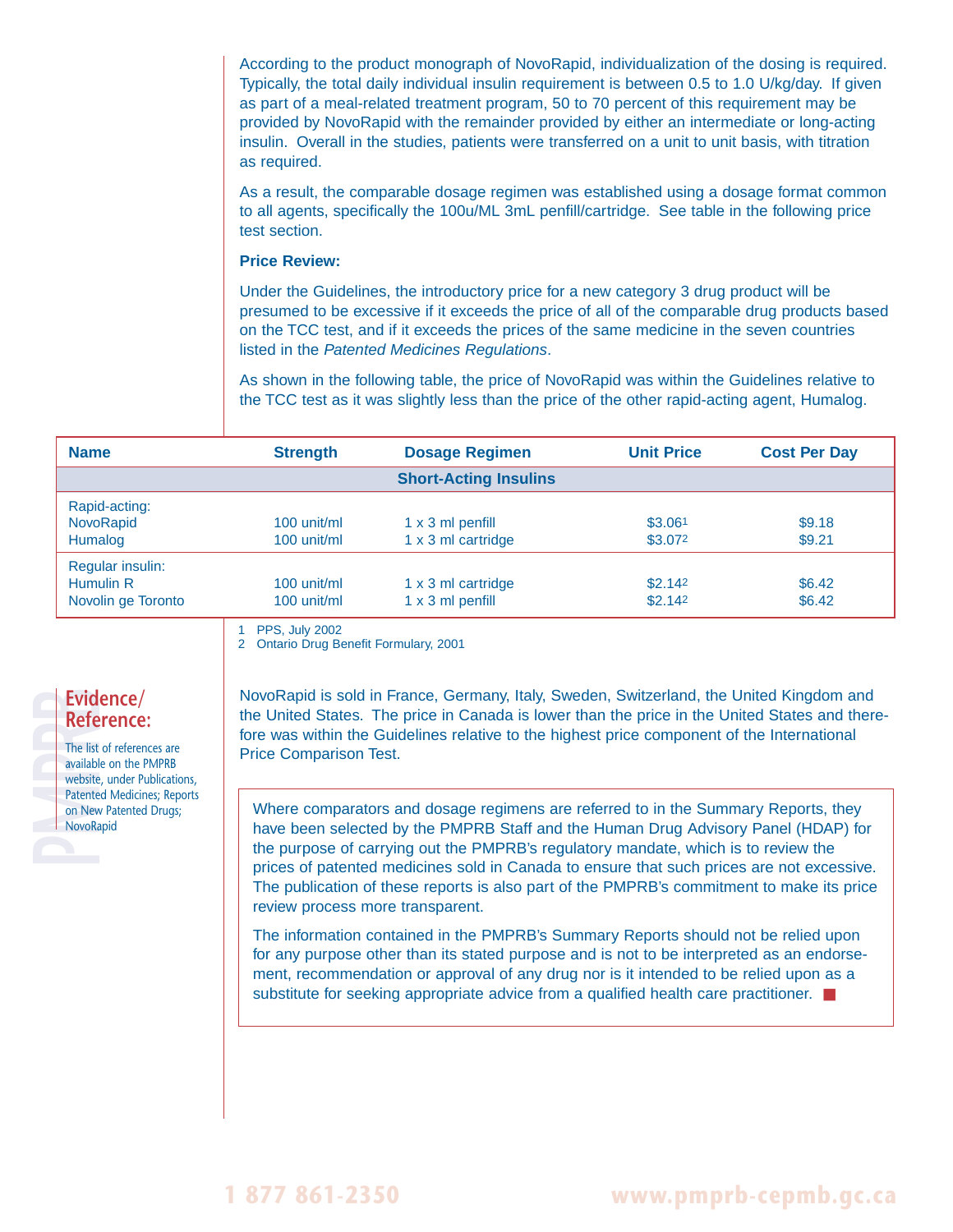According to the product monograph of NovoRapid, individualization of the dosing is required. Typically, the total daily individual insulin requirement is between 0.5 to 1.0 U/kg/day. If given as part of a meal-related treatment program, 50 to 70 percent of this requirement may be provided by NovoRapid with the remainder provided by either an intermediate or long-acting insulin. Overall in the studies, patients were transferred on a unit to unit basis, with titration as required.

As a result, the comparable dosage regimen was established using a dosage format common to all agents, specifically the 100u/ML 3mL penfill/cartridge. See table in the following price test section.

**Price Review:**

Under the Guidelines, the introductory price for a new category 3 drug product will be presumed to be excessive if it exceeds the price of all of the comparable drug products based on the TCC test, and if it exceeds the prices of the same medicine in the seven countries listed in the *Patented Medicines Regulations*.

As shown in the following table, the price of NovoRapid was within the Guidelines relative to the TCC test as it was slightly less than the price of the other rapid-acting agent, Humalog.

| Name | Strength | Dosage Regimen | Unit Price | Cost Per Day |
|---|---|---|---|---|
| **Short-Acting Insulins** | | | | |
| Rapid-acting: | | | | |
| NovoRapid | 100 unit/ml | 1 x 3 ml penfill | $3.06[1] | $9.18 |
| Humalog | 100 unit/ml | 1 x 3 ml cartridge | $3.07[2] | $9.21 |
| Regular insulin: | | | | |
| Humulin R | 100 unit/ml | 1 x 3 ml cartridge | $2.14[2] | $6.42 |
| Novolin ge Toronto | 100 unit/ml | 1 x 3 ml penfill | $2.14[2] | $6.42 |

1 PPS, July 2002
2 Ontario Drug Benefit Formulary, 2001

NovoRapid is sold in France, Germany, Italy, Sweden, Switzerland, the United Kingdom and the United States. The price in Canada is lower than the price in the United States and therefore was within the Guidelines relative to the highest price component of the International Price Comparison Test.

## Evidence/ Reference:

The list of references are available on the PMPRB website, under Publications, Patented Medicines; Reports on New Patented Drugs; NovoRapid

Where comparators and dosage regimens are referred to in the Summary Reports, they have been selected by the PMPRB Staff and the Human Drug Advisory Panel (HDAP) for the purpose of carrying out the PMPRB's regulatory mandate, which is to review the prices of patented medicines sold in Canada to ensure that such prices are not excessive. The publication of these reports is also part of the PMPRB's commitment to make its price review process more transparent.

The information contained in the PMPRB's Summary Reports should not be relied upon for any purpose other than its stated purpose and is not to be interpreted as an endorsement, recommendation or approval of any drug nor is it intended to be relied upon as a substitute for seeking appropriate advice from a qualified health care practitioner.